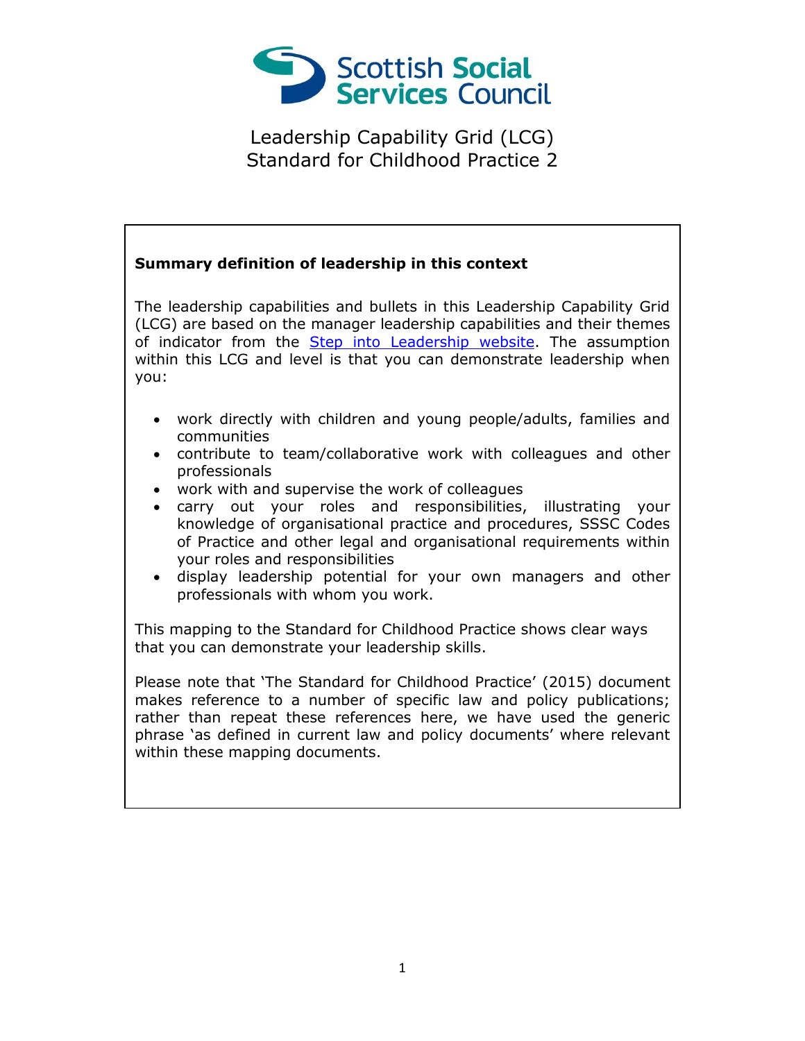Scottish Social Services Council

# Leadership Capability Grid (LCG)
# Standard for Childhood Practice 2

**Summary definition of leadership in this context**

The leadership capabilities and bullets in this Leadership Capability Grid (LCG) are based on the manager leadership capabilities and their themes of indicator from the [Step into Leadership website](). The assumption within this LCG and level is that you can demonstrate leadership when you:

- work directly with children and young people/adults, families and communities
- contribute to team/collaborative work with colleagues and other professionals
- work with and supervise the work of colleagues
- carry out your roles and responsibilities, illustrating your knowledge of organisational practice and procedures, SSSC Codes of Practice and other legal and organisational requirements within your roles and responsibilities
- display leadership potential for your own managers and other professionals with whom you work.

This mapping to the Standard for Childhood Practice shows clear ways that you can demonstrate your leadership skills.

Please note that 'The Standard for Childhood Practice' (2015) document makes reference to a number of specific law and policy publications; rather than repeat these references here, we have used the generic phrase 'as defined in current law and policy documents' where relevant within these mapping documents.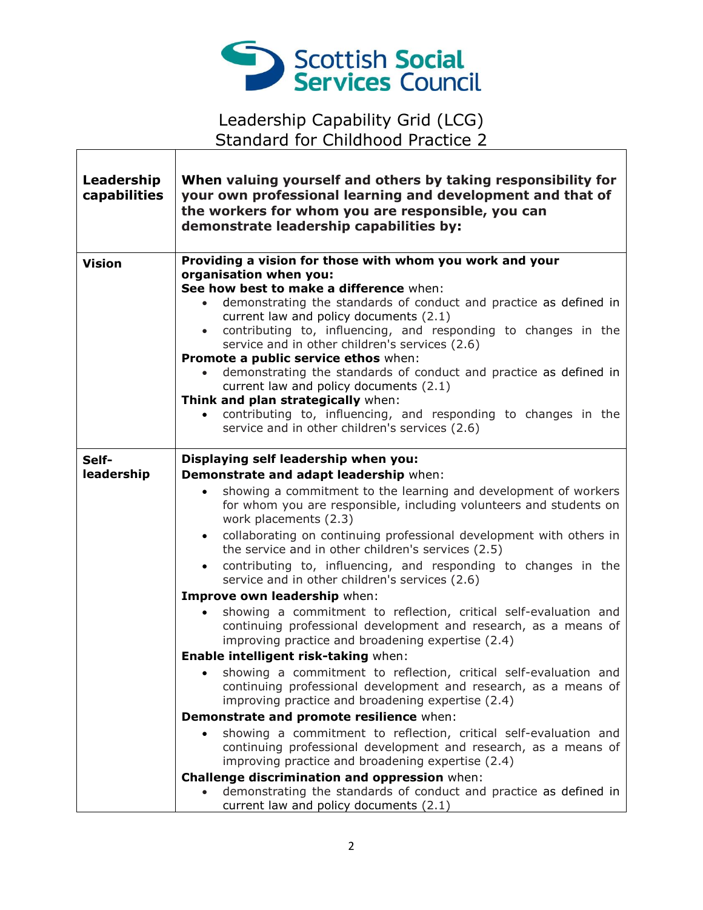Scottish Social Services Council

# Leadership Capability Grid (LCG)
## Standard for Childhood Practice 2

| Leadership capabilities | When valuing yourself and others by taking responsibility for your own professional learning and development and that of the workers for whom you are responsible, you can demonstrate leadership capabilities by: |
|---|---|
| **Vision** | **Providing a vision for those with whom you work and your organisation when you:**<br>**See how best to make a difference** when:<br>• demonstrating the standards of conduct and practice as defined in current law and policy documents (2.1)<br>• contributing to, influencing, and responding to changes in the service and in other children's services (2.6)<br>**Promote a public service ethos** when:<br>• demonstrating the standards of conduct and practice as defined in current law and policy documents (2.1)<br>**Think and plan strategically** when:<br>• contributing to, influencing, and responding to changes in the service and in other children's services (2.6) |
| **Self-leadership** | **Displaying self leadership when you:**<br>**Demonstrate and adapt leadership** when:<br>• showing a commitment to the learning and development of workers for whom you are responsible, including volunteers and students on work placements (2.3)<br>• collaborating on continuing professional development with others in the service and in other children's services (2.5)<br>• contributing to, influencing, and responding to changes in the service and in other children's services (2.6)<br>**Improve own leadership** when:<br>• showing a commitment to reflection, critical self-evaluation and continuing professional development and research, as a means of improving practice and broadening expertise (2.4)<br>**Enable intelligent risk-taking** when:<br>• showing a commitment to reflection, critical self-evaluation and continuing professional development and research, as a means of improving practice and broadening expertise (2.4)<br>**Demonstrate and promote resilience** when:<br>• showing a commitment to reflection, critical self-evaluation and continuing professional development and research, as a means of improving practice and broadening expertise (2.4)<br>**Challenge discrimination and oppression** when:<br>• demonstrating the standards of conduct and practice as defined in current law and policy documents (2.1) |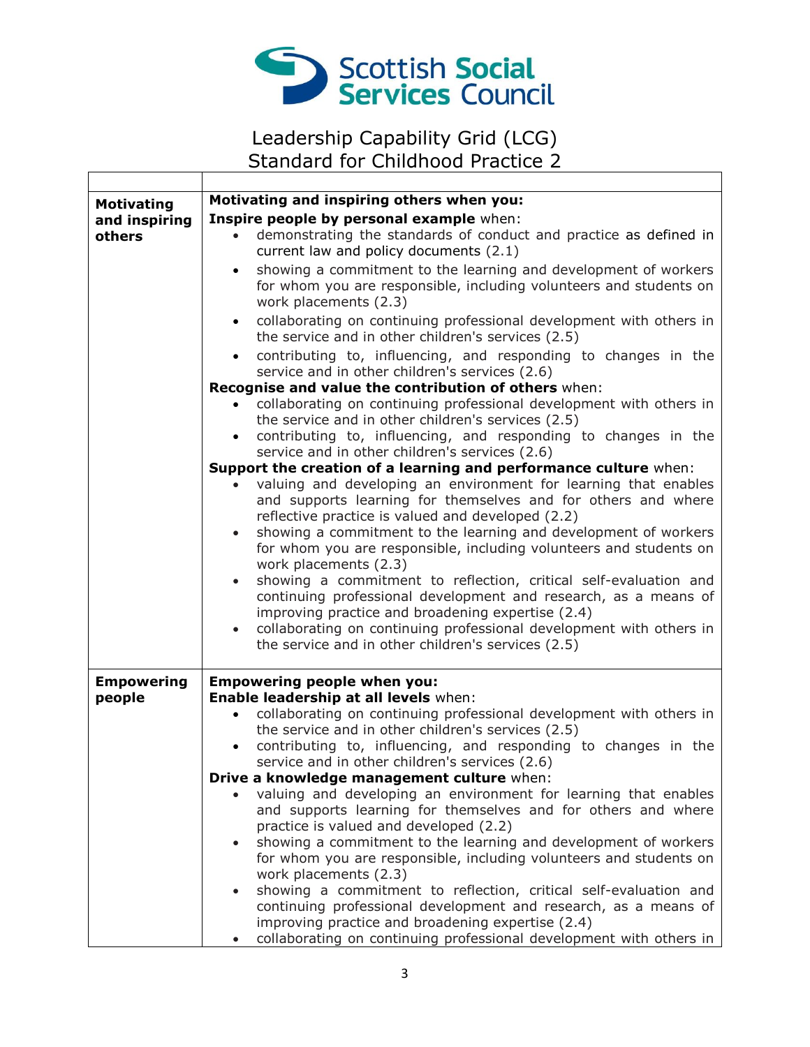Leadership Capability Grid (LCG)
Standard for Childhood Practice 2

| | |
|---|---|
| **Motivating and inspiring others** | **Motivating and inspiring others when you:**<br>**Inspire people by personal example** when:<br>• demonstrating the standards of conduct and practice as defined in current law and policy documents (2.1)<br>• showing a commitment to the learning and development of workers for whom you are responsible, including volunteers and students on work placements (2.3)<br>• collaborating on continuing professional development with others in the service and in other children's services (2.5)<br>• contributing to, influencing, and responding to changes in the service and in other children's services (2.6)<br>**Recognise and value the contribution of others** when:<br>• collaborating on continuing professional development with others in the service and in other children's services (2.5)<br>• contributing to, influencing, and responding to changes in the service and in other children's services (2.6)<br>**Support the creation of a learning and performance culture** when:<br>• valuing and developing an environment for learning that enables and supports learning for themselves and for others and where reflective practice is valued and developed (2.2)<br>• showing a commitment to the learning and development of workers for whom you are responsible, including volunteers and students on work placements (2.3)<br>• showing a commitment to reflection, critical self-evaluation and continuing professional development and research, as a means of improving practice and broadening expertise (2.4)<br>• collaborating on continuing professional development with others in the service and in other children's services (2.5) |
| **Empowering people** | **Empowering people when you:**<br>**Enable leadership at all levels** when:<br>• collaborating on continuing professional development with others in the service and in other children's services (2.5)<br>• contributing to, influencing, and responding to changes in the service and in other children's services (2.6)<br>**Drive a knowledge management culture** when:<br>• valuing and developing an environment for learning that enables and supports learning for themselves and for others and where practice is valued and developed (2.2)<br>• showing a commitment to the learning and development of workers for whom you are responsible, including volunteers and students on work placements (2.3)<br>• showing a commitment to reflection, critical self-evaluation and continuing professional development and research, as a means of improving practice and broadening expertise (2.4)<br>• collaborating on continuing professional development with others in |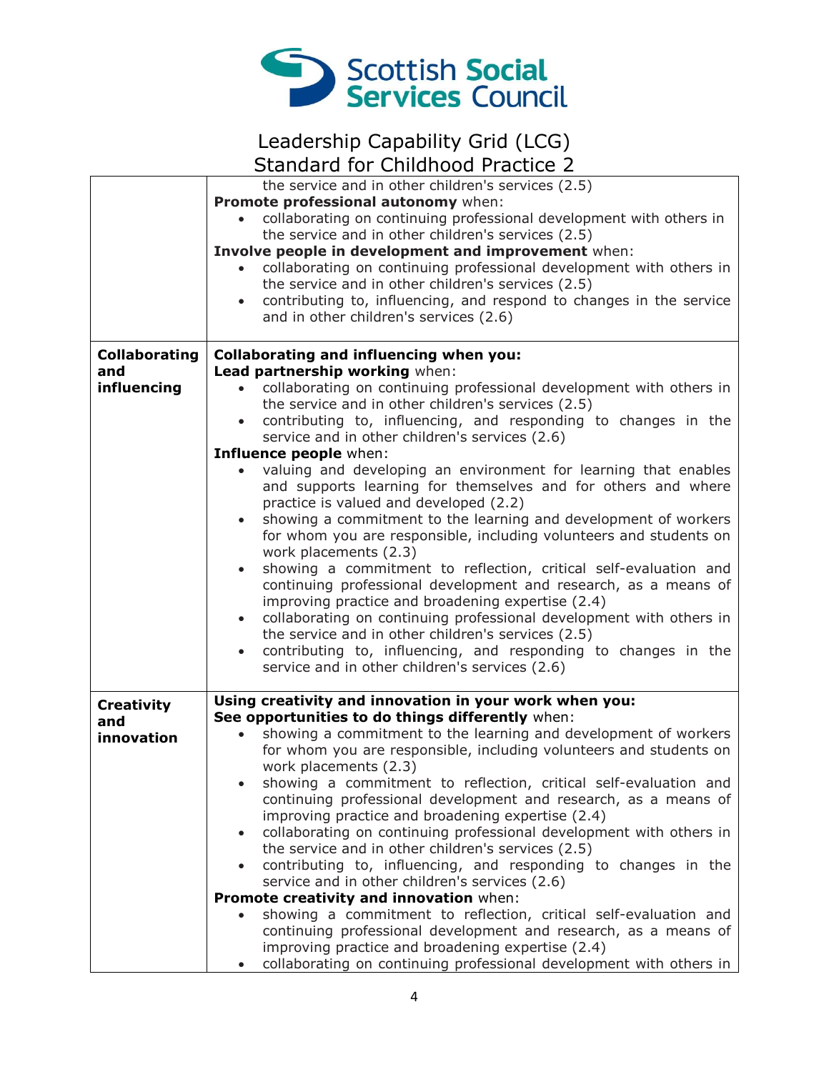| | |
|---|---|
| | the service and in other children's services (2.5)<br>**Promote professional autonomy** when:<br>• collaborating on continuing professional development with others in the service and in other children's services (2.5)<br>**Involve people in development and improvement** when:<br>• collaborating on continuing professional development with others in the service and in other children's services (2.5)<br>• contributing to, influencing, and respond to changes in the service and in other children's services (2.6) |
| **Collaborating and influencing** | **Collaborating and influencing when you:**<br>**Lead partnership working** when:<br>• collaborating on continuing professional development with others in the service and in other children's services (2.5)<br>• contributing to, influencing, and responding to changes in the service and in other children's services (2.6)<br>**Influence people** when:<br>• valuing and developing an environment for learning that enables and supports learning for themselves and for others and where practice is valued and developed (2.2)<br>• showing a commitment to the learning and development of workers for whom you are responsible, including volunteers and students on work placements (2.3)<br>• showing a commitment to reflection, critical self-evaluation and continuing professional development and research, as a means of improving practice and broadening expertise (2.4)<br>• collaborating on continuing professional development with others in the service and in other children's services (2.5)<br>• contributing to, influencing, and responding to changes in the service and in other children's services (2.6) |
| **Creativity and innovation** | **Using creativity and innovation in your work when you:**<br>**See opportunities to do things differently** when:<br>• showing a commitment to the learning and development of workers for whom you are responsible, including volunteers and students on work placements (2.3)<br>• showing a commitment to reflection, critical self-evaluation and continuing professional development and research, as a means of improving practice and broadening expertise (2.4)<br>• collaborating on continuing professional development with others in the service and in other children's services (2.5)<br>• contributing to, influencing, and responding to changes in the service and in other children's services (2.6)<br>**Promote creativity and innovation** when:<br>• showing a commitment to reflection, critical self-evaluation and continuing professional development and research, as a means of improving practice and broadening expertise (2.4)<br>• collaborating on continuing professional development with others in |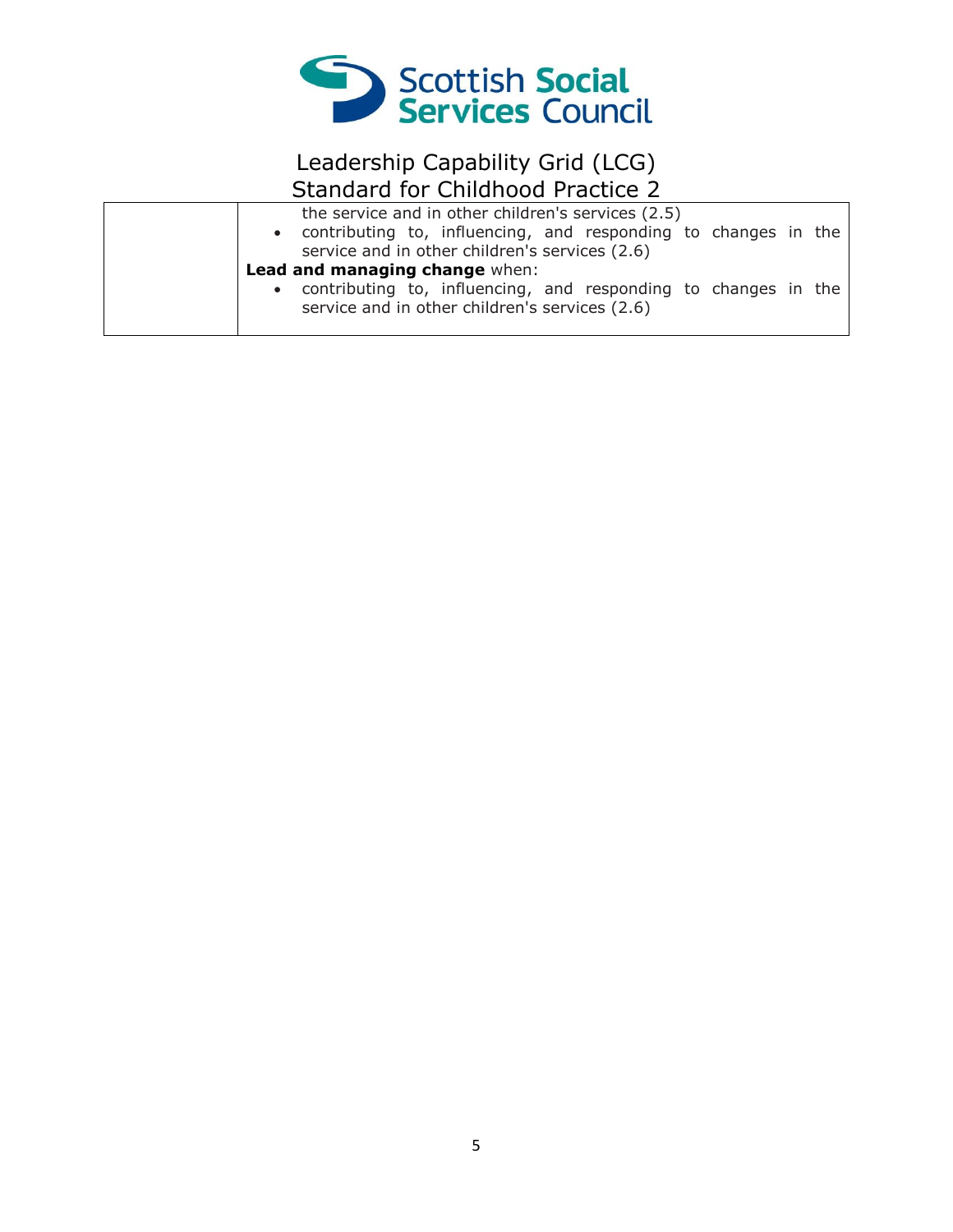| | |
|---|---|
| | the service and in other children's services (2.5)<br>• contributing to, influencing, and responding to changes in the service and in other children's services (2.6)<br>**Lead and managing change** when:<br>• contributing to, influencing, and responding to changes in the service and in other children's services (2.6) |